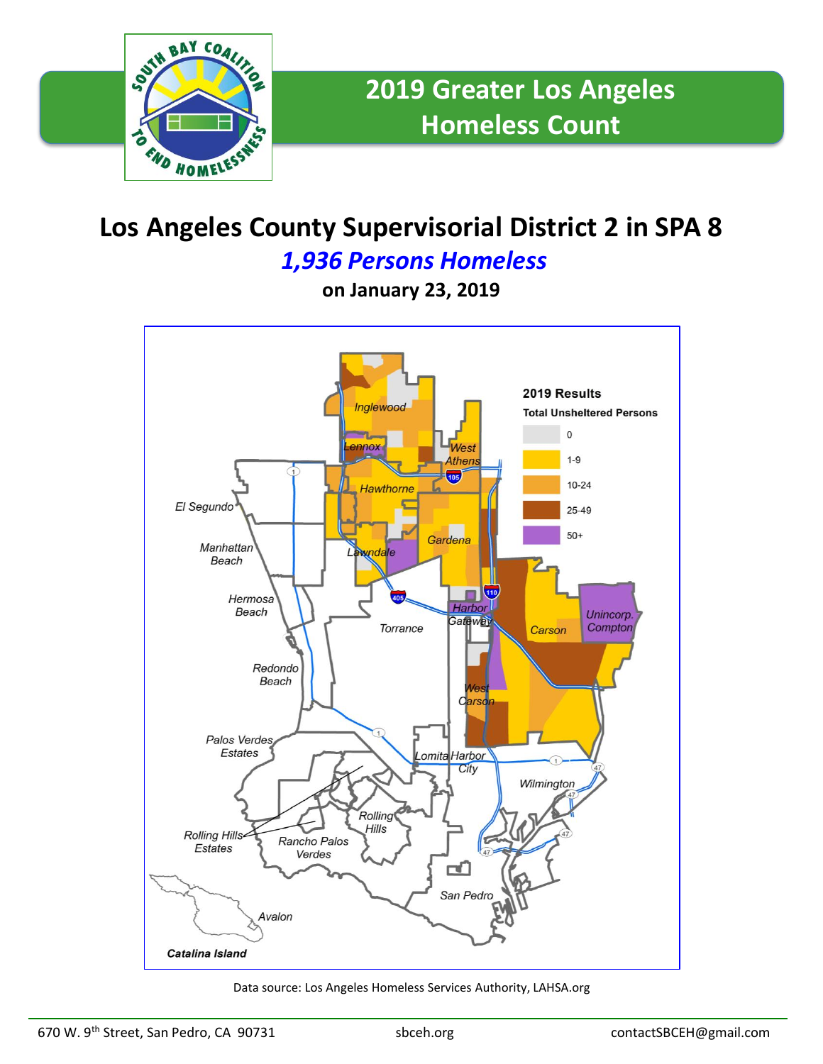# 2019 Greater Los Angeles Homeless Count

## Los Angeles County Supervisorial District 2 in SPA 8

***1,936 Persons Homeless***

**on January 23, 2019**

**2019 Results**

**Total Unsheltered Persons**

- 0
- 1-9
- 10-24
- 25-49
- 50+

Inglewood, Lennox, West Athens, Hawthorne, El Segundo, Manhattan Beach, Lawndale, Gardena, Hermosa Beach, Torrance, Harbor Gateway, Carson, Unincorp. Compton, Redondo Beach, West Carson, Palos Verdes Estates, Lomita, Harbor City, Wilmington, Rolling Hills, Rolling Hills Estates, Rancho Palos Verdes, San Pedro, Avalon, Catalina Island

Data source: Los Angeles Homeless Services Authority, LAHSA.org

670 W. 9th Street, San Pedro, CA 90731 sbceh.org contactSBCEH@gmail.com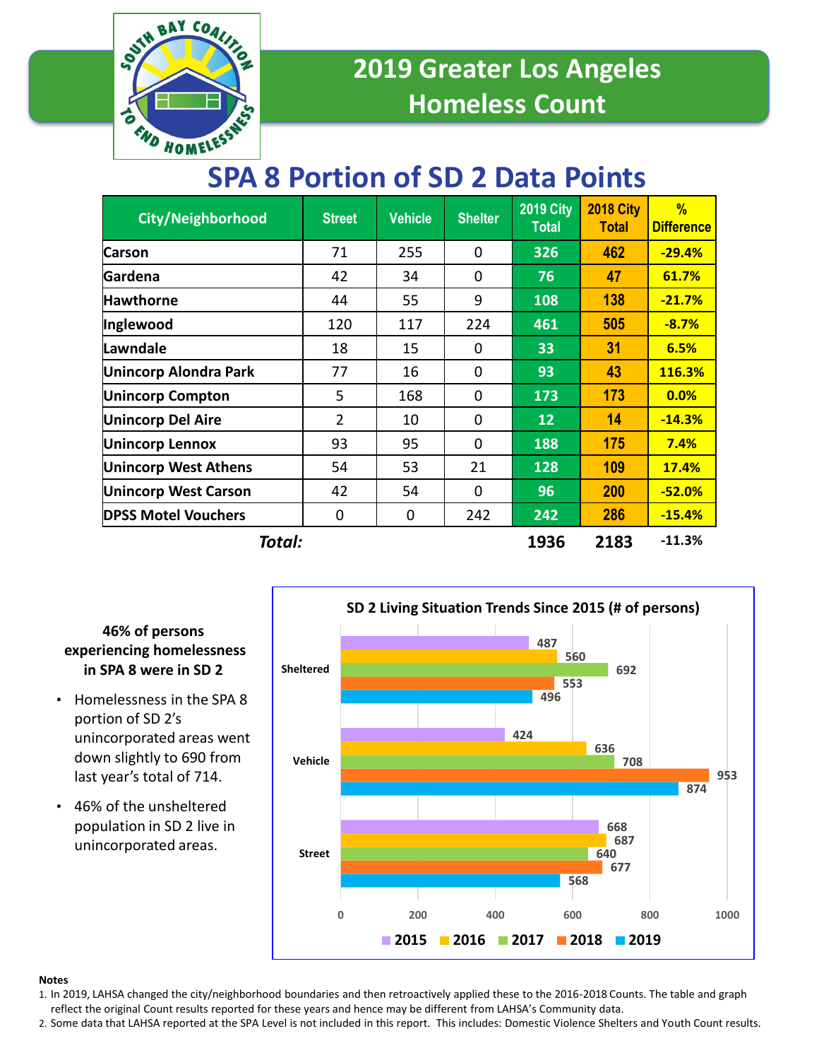# 2019 Greater Los Angeles Homeless Count

## SPA 8 Portion of SD 2 Data Points

| City/Neighborhood | Street | Vehicle | Shelter | 2019 City Total | 2018 City Total | % Difference |
|---|---|---|---|---|---|---|
| Carson | 71 | 255 | 0 | 326 | 462 | -29.4% |
| Gardena | 42 | 34 | 0 | 76 | 47 | 61.7% |
| Hawthorne | 44 | 55 | 9 | 108 | 138 | -21.7% |
| Inglewood | 120 | 117 | 224 | 461 | 505 | -8.7% |
| Lawndale | 18 | 15 | 0 | 33 | 31 | 6.5% |
| Unincorp Alondra Park | 77 | 16 | 0 | 93 | 43 | 116.3% |
| Unincorp Compton | 5 | 168 | 0 | 173 | 173 | 0.0% |
| Unincorp Del Aire | 2 | 10 | 0 | 12 | 14 | -14.3% |
| Unincorp Lennox | 93 | 95 | 0 | 188 | 175 | 7.4% |
| Unincorp West Athens | 54 | 53 | 21 | 128 | 109 | 17.4% |
| Unincorp West Carson | 42 | 54 | 0 | 96 | 200 | -52.0% |
| DPSS Motel Vouchers | 0 | 0 | 242 | 242 | 286 | -15.4% |
| ***Total:*** | | | | **1936** | **2183** | **-11.3%** |

**46% of persons experiencing homelessness in SPA 8 were in SD 2**

- Homelessness in the SPA 8 portion of SD 2's unincorporated areas went down slightly to 690 from last year's total of 714.
- 46% of the unsheltered population in SD 2 live in unincorporated areas.

SD 2 Living Situation Trends Since 2015 (# of persons)

Sheltered: 487, 560, 692, 553, 496

Vehicle: 424, 636, 708, 953, 874

Street: 668, 687, 640, 677, 568

0, 200, 400, 600, 800, 1000

2015, 2016, 2017, 2018, 2019

**Notes**

1. In 2019, LAHSA changed the city/neighborhood boundaries and then retroactively applied these to the 2016-2018 Counts. The table and graph reflect the original Count results reported for these years and hence may be different from LAHSA's Community data.
2. Some data that LAHSA reported at the SPA Level is not included in this report. This includes: Domestic Violence Shelters and Youth Count results.